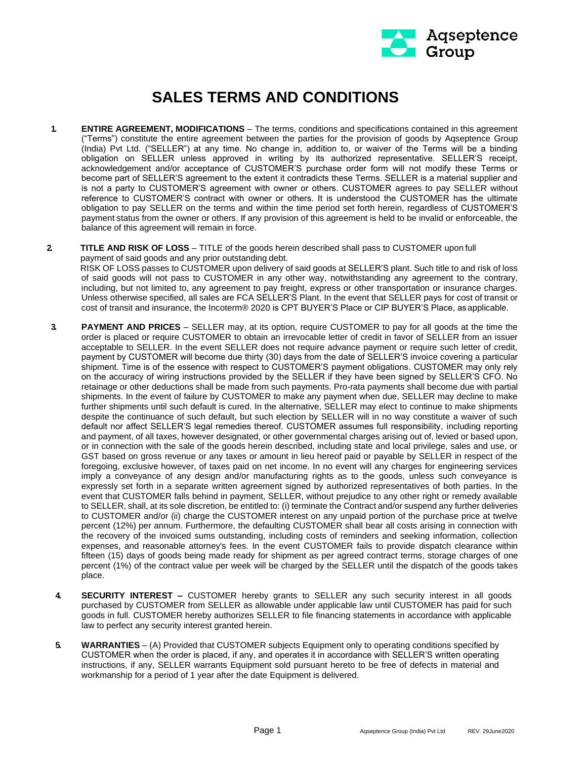# SALES TERMS AND CONDITIONS

1. **ENTIRE AGREEMENT, MODIFICATIONS** – The terms, conditions and specifications contained in this agreement ("Terms") constitute the entire agreement between the parties for the provision of goods by Aqseptence Group (India) Pvt Ltd. ("SELLER") at any time. No change in, addition to, or waiver of the Terms will be a binding obligation on SELLER unless approved in writing by its authorized representative. SELLER'S receipt, acknowledgement and/or acceptance of CUSTOMER'S purchase order form will not modify these Terms or become part of SELLER'S agreement to the extent it contradicts these Terms. SELLER is a material supplier and is not a party to CUSTOMER'S agreement with owner or others. CUSTOMER agrees to pay SELLER without reference to CUSTOMER'S contract with owner or others. It is understood the CUSTOMER has the ultimate obligation to pay SELLER on the terms and within the time period set forth herein, regardless of CUSTOMER'S payment status from the owner or others. If any provision of this agreement is held to be invalid or enforceable, the balance of this agreement will remain in force.

2. **TITLE AND RISK OF LOSS** – TITLE of the goods herein described shall pass to CUSTOMER upon full payment of said goods and any prior outstanding debt.
   RISK OF LOSS passes to CUSTOMER upon delivery of said goods at SELLER'S plant. Such title to and risk of loss of said goods will not pass to CUSTOMER in any other way, notwithstanding any agreement to the contrary, including, but not limited to, any agreement to pay freight, express or other transportation or insurance charges. Unless otherwise specified, all sales are FCA SELLER'S Plant. In the event that SELLER pays for cost of transit or cost of transit and insurance, the Incoterm® 2020 is CPT BUYER'S Place or CIP BUYER'S Place, as applicable.

3. **PAYMENT AND PRICES** – SELLER may, at its option, require CUSTOMER to pay for all goods at the time the order is placed or require CUSTOMER to obtain an irrevocable letter of credit in favor of SELLER from an issuer acceptable to SELLER. In the event SELLER does not require advance payment or require such letter of credit, payment by CUSTOMER will become due thirty (30) days from the date of SELLER'S invoice covering a particular shipment. Time is of the essence with respect to CUSTOMER'S payment obligations. CUSTOMER may only rely on the accuracy of wiring instructions provided by the SELLER if they have been signed by SELLER'S CFO. No retainage or other deductions shall be made from such payments. Pro-rata payments shall become due with partial shipments. In the event of failure by CUSTOMER to make any payment when due, SELLER may decline to make further shipments until such default is cured. In the alternative, SELLER may elect to continue to make shipments despite the continuance of such default, but such election by SELLER will in no way constitute a waiver of such default nor affect SELLER'S legal remedies thereof. CUSTOMER assumes full responsibility, including reporting and payment, of all taxes, however designated, or other governmental charges arising out of, levied or based upon, or in connection with the sale of the goods herein described, including state and local privilege, sales and use, or GST based on gross revenue or any taxes or amount in lieu hereof paid or payable by SELLER in respect of the foregoing, exclusive however, of taxes paid on net income. In no event will any charges for engineering services imply a conveyance of any design and/or manufacturing rights as to the goods, unless such conveyance is expressly set forth in a separate written agreement signed by authorized representatives of both parties. In the event that CUSTOMER falls behind in payment, SELLER, without prejudice to any other right or remedy available to SELLER, shall, at its sole discretion, be entitled to: (i) terminate the Contract and/or suspend any further deliveries to CUSTOMER and/or (ii) charge the CUSTOMER interest on any unpaid portion of the purchase price at twelve percent (12%) per annum. Furthermore, the defaulting CUSTOMER shall bear all costs arising in connection with the recovery of the invoiced sums outstanding, including costs of reminders and seeking information, collection expenses, and reasonable attorney's fees. In the event CUSTOMER fails to provide dispatch clearance within fifteen (15) days of goods being made ready for shipment as per agreed contract terms, storage charges of one percent (1%) of the contract value per week will be charged by the SELLER until the dispatch of the goods takes place.

4. **SECURITY INTEREST –** CUSTOMER hereby grants to SELLER any such security interest in all goods purchased by CUSTOMER from SELLER as allowable under applicable law until CUSTOMER has paid for such goods in full. CUSTOMER hereby authorizes SELLER to file financing statements in accordance with applicable law to perfect any security interest granted herein.

5. **WARRANTIES** – (A) Provided that CUSTOMER subjects Equipment only to operating conditions specified by CUSTOMER when the order is placed, if any, and operates it in accordance with SELLER'S written operating instructions, if any, SELLER warrants Equipment sold pursuant hereto to be free of defects in material and workmanship for a period of 1 year after the date Equipment is delivered.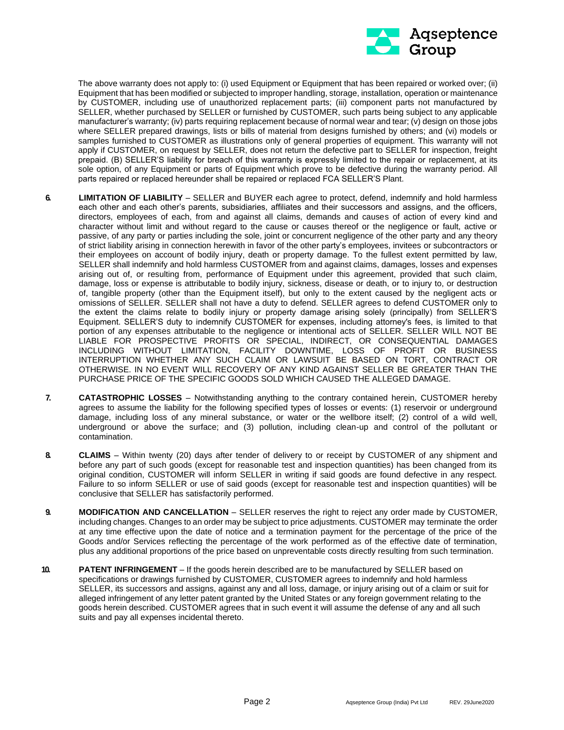The above warranty does not apply to: (i) used Equipment or Equipment that has been repaired or worked over; (ii) Equipment that has been modified or subjected to improper handling, storage, installation, operation or maintenance by CUSTOMER, including use of unauthorized replacement parts; (iii) component parts not manufactured by SELLER, whether purchased by SELLER or furnished by CUSTOMER, such parts being subject to any applicable manufacturer's warranty; (iv) parts requiring replacement because of normal wear and tear; (v) design on those jobs where SELLER prepared drawings, lists or bills of material from designs furnished by others; and (vi) models or samples furnished to CUSTOMER as illustrations only of general properties of equipment. This warranty will not apply if CUSTOMER, on request by SELLER, does not return the defective part to SELLER for inspection, freight prepaid. (B) SELLER'S liability for breach of this warranty is expressly limited to the repair or replacement, at its sole option, of any Equipment or parts of Equipment which prove to be defective during the warranty period. All parts repaired or replaced hereunder shall be repaired or replaced FCA SELLER'S Plant.

6. **LIMITATION OF LIABILITY** – SELLER and BUYER each agree to protect, defend, indemnify and hold harmless each other and each other's parents, subsidiaries, affiliates and their successors and assigns, and the officers, directors, employees of each, from and against all claims, demands and causes of action of every kind and character without limit and without regard to the cause or causes thereof or the negligence or fault, active or passive, of any party or parties including the sole, joint or concurrent negligence of the other party and any theory of strict liability arising in connection herewith in favor of the other party's employees, invitees or subcontractors or their employees on account of bodily injury, death or property damage. To the fullest extent permitted by law, SELLER shall indemnify and hold harmless CUSTOMER from and against claims, damages, losses and expenses arising out of, or resulting from, performance of Equipment under this agreement, provided that such claim, damage, loss or expense is attributable to bodily injury, sickness, disease or death, or to injury to, or destruction of, tangible property (other than the Equipment itself), but only to the extent caused by the negligent acts or omissions of SELLER. SELLER shall not have a duty to defend. SELLER agrees to defend CUSTOMER only to the extent the claims relate to bodily injury or property damage arising solely (principally) from SELLER'S Equipment. SELLER'S duty to indemnify CUSTOMER for expenses, including attorney's fees, is limited to that portion of any expenses attributable to the negligence or intentional acts of SELLER. SELLER WILL NOT BE LIABLE FOR PROSPECTIVE PROFITS OR SPECIAL, INDIRECT, OR CONSEQUENTIAL DAMAGES INCLUDING WITHOUT LIMITATION, FACILITY DOWNTIME, LOSS OF PROFIT OR BUSINESS INTERRUPTION WHETHER ANY SUCH CLAIM OR LAWSUIT BE BASED ON TORT, CONTRACT OR OTHERWISE. IN NO EVENT WILL RECOVERY OF ANY KIND AGAINST SELLER BE GREATER THAN THE PURCHASE PRICE OF THE SPECIFIC GOODS SOLD WHICH CAUSED THE ALLEGED DAMAGE.

7. **CATASTROPHIC LOSSES** – Notwithstanding anything to the contrary contained herein, CUSTOMER hereby agrees to assume the liability for the following specified types of losses or events: (1) reservoir or underground damage, including loss of any mineral substance, or water or the wellbore itself; (2) control of a wild well, underground or above the surface; and (3) pollution, including clean-up and control of the pollutant or contamination.

8. **CLAIMS** – Within twenty (20) days after tender of delivery to or receipt by CUSTOMER of any shipment and before any part of such goods (except for reasonable test and inspection quantities) has been changed from its original condition, CUSTOMER will inform SELLER in writing if said goods are found defective in any respect. Failure to so inform SELLER or use of said goods (except for reasonable test and inspection quantities) will be conclusive that SELLER has satisfactorily performed.

9. **MODIFICATION AND CANCELLATION** – SELLER reserves the right to reject any order made by CUSTOMER, including changes. Changes to an order may be subject to price adjustments. CUSTOMER may terminate the order at any time effective upon the date of notice and a termination payment for the percentage of the price of the Goods and/or Services reflecting the percentage of the work performed as of the effective date of termination, plus any additional proportions of the price based on unpreventable costs directly resulting from such termination.

10. **PATENT INFRINGEMENT** – If the goods herein described are to be manufactured by SELLER based on specifications or drawings furnished by CUSTOMER, CUSTOMER agrees to indemnify and hold harmless SELLER, its successors and assigns, against any and all loss, damage, or injury arising out of a claim or suit for alleged infringement of any letter patent granted by the United States or any foreign government relating to the goods herein described. CUSTOMER agrees that in such event it will assume the defense of any and all such suits and pay all expenses incidental thereto.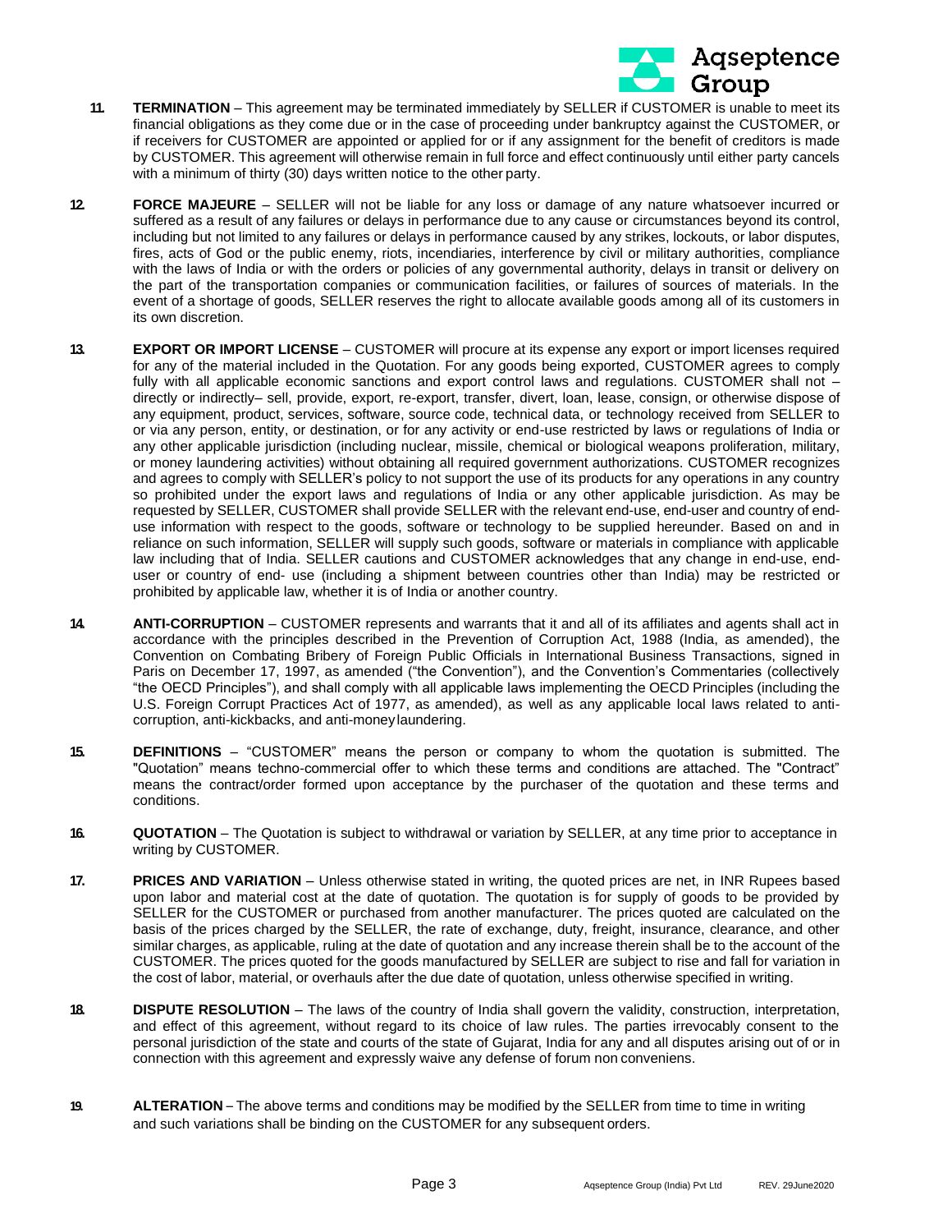11. **TERMINATION** – This agreement may be terminated immediately by SELLER if CUSTOMER is unable to meet its financial obligations as they come due or in the case of proceeding under bankruptcy against the CUSTOMER, or if receivers for CUSTOMER are appointed or applied for or if any assignment for the benefit of creditors is made by CUSTOMER. This agreement will otherwise remain in full force and effect continuously until either party cancels with a minimum of thirty (30) days written notice to the other party.

12. **FORCE MAJEURE** – SELLER will not be liable for any loss or damage of any nature whatsoever incurred or suffered as a result of any failures or delays in performance due to any cause or circumstances beyond its control, including but not limited to any failures or delays in performance caused by any strikes, lockouts, or labor disputes, fires, acts of God or the public enemy, riots, incendiaries, interference by civil or military authorities, compliance with the laws of India or with the orders or policies of any governmental authority, delays in transit or delivery on the part of the transportation companies or communication facilities, or failures of sources of materials. In the event of a shortage of goods, SELLER reserves the right to allocate available goods among all of its customers in its own discretion.

13. **EXPORT OR IMPORT LICENSE** – CUSTOMER will procure at its expense any export or import licenses required for any of the material included in the Quotation. For any goods being exported, CUSTOMER agrees to comply fully with all applicable economic sanctions and export control laws and regulations. CUSTOMER shall not – directly or indirectly– sell, provide, export, re-export, transfer, divert, loan, lease, consign, or otherwise dispose of any equipment, product, services, software, source code, technical data, or technology received from SELLER to or via any person, entity, or destination, or for any activity or end-use restricted by laws or regulations of India or any other applicable jurisdiction (including nuclear, missile, chemical or biological weapons proliferation, military, or money laundering activities) without obtaining all required government authorizations. CUSTOMER recognizes and agrees to comply with SELLER's policy to not support the use of its products for any operations in any country so prohibited under the export laws and regulations of India or any other applicable jurisdiction. As may be requested by SELLER, CUSTOMER shall provide SELLER with the relevant end-use, end-user and country of end-use information with respect to the goods, software or technology to be supplied hereunder. Based on and in reliance on such information, SELLER will supply such goods, software or materials in compliance with applicable law including that of India. SELLER cautions and CUSTOMER acknowledges that any change in end-use, end-user or country of end- use (including a shipment between countries other than India) may be restricted or prohibited by applicable law, whether it is of India or another country.

14. **ANTI-CORRUPTION** – CUSTOMER represents and warrants that it and all of its affiliates and agents shall act in accordance with the principles described in the Prevention of Corruption Act, 1988 (India, as amended), the Convention on Combating Bribery of Foreign Public Officials in International Business Transactions, signed in Paris on December 17, 1997, as amended ("the Convention"), and the Convention's Commentaries (collectively "the OECD Principles"), and shall comply with all applicable laws implementing the OECD Principles (including the U.S. Foreign Corrupt Practices Act of 1977, as amended), as well as any applicable local laws related to anti-corruption, anti-kickbacks, and anti-money laundering.

15. **DEFINITIONS** – "CUSTOMER" means the person or company to whom the quotation is submitted. The "Quotation" means techno-commercial offer to which these terms and conditions are attached. The "Contract" means the contract/order formed upon acceptance by the purchaser of the quotation and these terms and conditions.

16. **QUOTATION** – The Quotation is subject to withdrawal or variation by SELLER, at any time prior to acceptance in writing by CUSTOMER.

17. **PRICES AND VARIATION** – Unless otherwise stated in writing, the quoted prices are net, in INR Rupees based upon labor and material cost at the date of quotation. The quotation is for supply of goods to be provided by SELLER for the CUSTOMER or purchased from another manufacturer. The prices quoted are calculated on the basis of the prices charged by the SELLER, the rate of exchange, duty, freight, insurance, clearance, and other similar charges, as applicable, ruling at the date of quotation and any increase therein shall be to the account of the CUSTOMER. The prices quoted for the goods manufactured by SELLER are subject to rise and fall for variation in the cost of labor, material, or overhauls after the due date of quotation, unless otherwise specified in writing.

18. **DISPUTE RESOLUTION** – The laws of the country of India shall govern the validity, construction, interpretation, and effect of this agreement, without regard to its choice of law rules. The parties irrevocably consent to the personal jurisdiction of the state and courts of the state of Gujarat, India for any and all disputes arising out of or in connection with this agreement and expressly waive any defense of forum non conveniens.

19. **ALTERATION** – The above terms and conditions may be modified by the SELLER from time to time in writing and such variations shall be binding on the CUSTOMER for any subsequent orders.